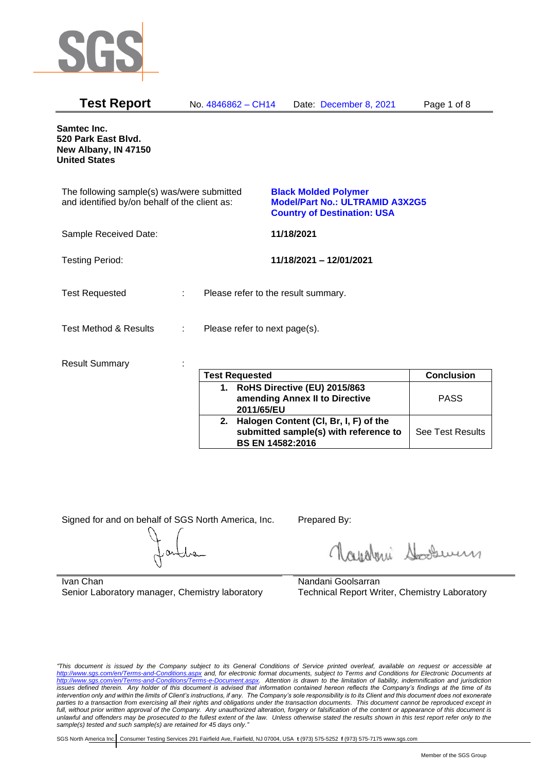# Test Report

No. 4846862 – CH14 Date: December 8, 2021

**Samtec Inc.**
**520 Park East Blvd.**
**New Albany, IN 47150**
**United States**

The following sample(s) was/were submitted and identified by/on behalf of the client as:

**Black Molded Polymer**
**Model/Part No.: ULTRAMID A3X2G5**
**Country of Destination: USA**

Sample Received Date: **11/18/2021**

Testing Period: **11/18/2021 – 12/01/2021**

Test Requested : Please refer to the result summary.

Test Method & Results : Please refer to next page(s).

Result Summary :

| Test Requested | Conclusion |
|---|---|
| **1. RoHS Directive (EU) 2015/863 amending Annex II to Directive 2011/65/EU** | PASS |
| **2. Halogen Content (Cl, Br, I, F) of the submitted sample(s) with reference to BS EN 14582:2016** | See Test Results |

Signed for and on behalf of SGS North America, Inc.

Ivan Chan
Senior Laboratory manager, Chemistry laboratory

Prepared By:

Nandani Goolsarran
Technical Report Writer, Chemistry Laboratory

*"This document is issued by the Company subject to its General Conditions of Service printed overleaf, available on request or accessible at http://www.sgs.com/en/Terms-and-Conditions.aspx and, for electronic format documents, subject to Terms and Conditions for Electronic Documents at http://www.sgs.com/en/Terms-and-Conditions/Terms-e-Document.aspx. Attention is drawn to the limitation of liability, indemnification and jurisdiction issues defined therein. Any holder of this document is advised that information contained hereon reflects the Company's findings at the time of its intervention only and within the limits of Client's instructions, if any. The Company's sole responsibility is to its Client and this document does not exonerate parties to a transaction from exercising all their rights and obligations under the transaction documents. This document cannot be reproduced except in full, without prior written approval of the Company. Any unauthorized alteration, forgery or falsification of the content or appearance of this document is unlawful and offenders may be prosecuted to the fullest extent of the law. Unless otherwise stated the results shown in this test report refer only to the sample(s) tested and such sample(s) are retained for 45 days only."*

SGS North America Inc. | Consumer Testing Services 291 Fairfield Ave, Fairfield, NJ 07004, USA **t** (973) 575-5252 **f** (973) 575-7175 www.sgs.com

Member of the SGS Group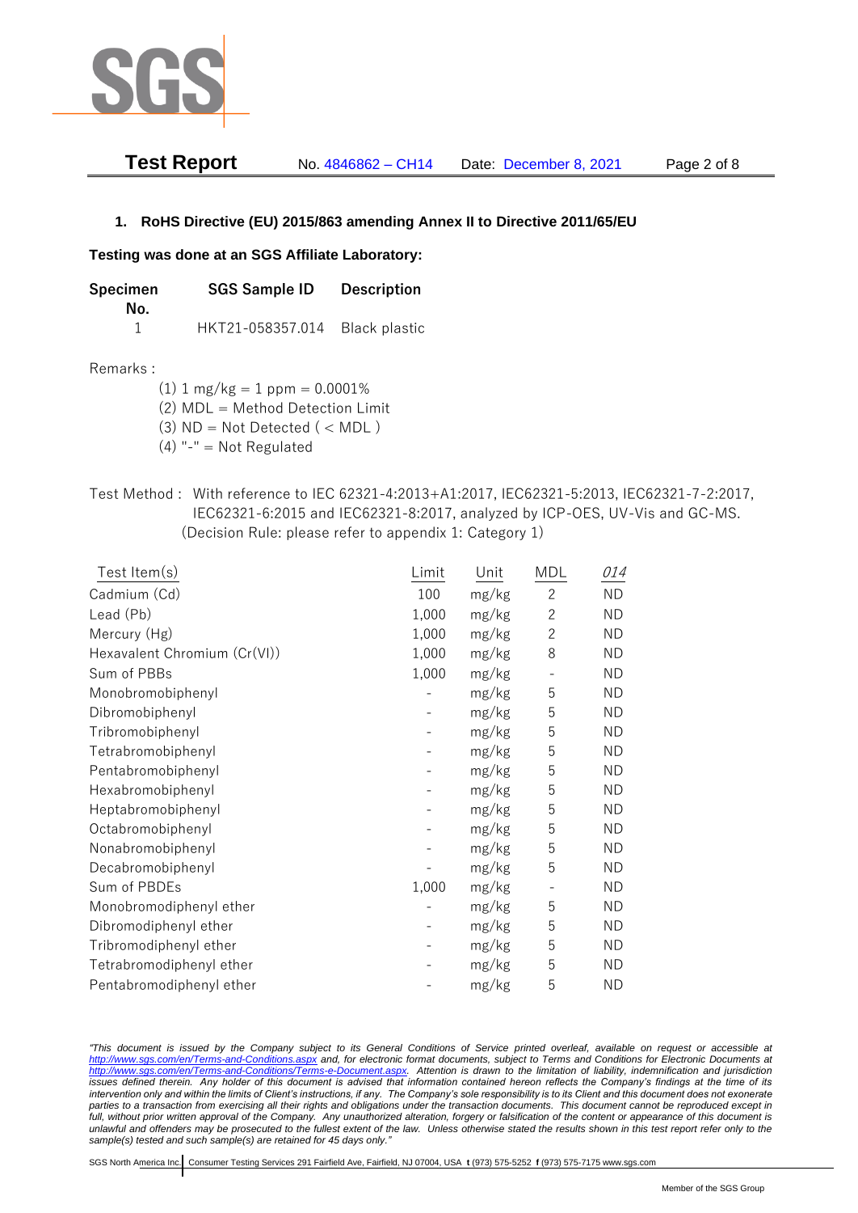## 1. RoHS Directive (EU) 2015/863 amending Annex II to Directive 2011/65/EU

**Testing was done at an SGS Affiliate Laboratory:**

| Specimen No. | SGS Sample ID | Description |
|---|---|---|
| 1 | HKT21-058357.014 | Black plastic |

Remarks :

(1) 1 mg/kg = 1 ppm = 0.0001%
(2) MDL = Method Detection Limit
(3) ND = Not Detected ( < MDL )
(4) "-" = Not Regulated

Test Method : With reference to IEC 62321-4:2013+A1:2017, IEC62321-5:2013, IEC62321-7-2:2017, IEC62321-6:2015 and IEC62321-8:2017, analyzed by ICP-OES, UV-Vis and GC-MS. (Decision Rule: please refer to appendix 1: Category 1)

| Test Item(s) | Limit | Unit | MDL | *014* |
|---|---|---|---|---|
| Cadmium (Cd) | 100 | mg/kg | 2 | ND |
| Lead (Pb) | 1,000 | mg/kg | 2 | ND |
| Mercury (Hg) | 1,000 | mg/kg | 2 | ND |
| Hexavalent Chromium (Cr(VI)) | 1,000 | mg/kg | 8 | ND |
| Sum of PBBs | 1,000 | mg/kg | - | ND |
| Monobromobiphenyl | - | mg/kg | 5 | ND |
| Dibromobiphenyl | - | mg/kg | 5 | ND |
| Tribromobiphenyl | - | mg/kg | 5 | ND |
| Tetrabromobiphenyl | - | mg/kg | 5 | ND |
| Pentabromobiphenyl | - | mg/kg | 5 | ND |
| Hexabromobiphenyl | - | mg/kg | 5 | ND |
| Heptabromobiphenyl | - | mg/kg | 5 | ND |
| Octabromobiphenyl | - | mg/kg | 5 | ND |
| Nonabromobiphenyl | - | mg/kg | 5 | ND |
| Decabromobiphenyl | - | mg/kg | 5 | ND |
| Sum of PBDEs | 1,000 | mg/kg | - | ND |
| Monobromodiphenyl ether | - | mg/kg | 5 | ND |
| Dibromodiphenyl ether | - | mg/kg | 5 | ND |
| Tribromodiphenyl ether | - | mg/kg | 5 | ND |
| Tetrabromodiphenyl ether | - | mg/kg | 5 | ND |
| Pentabromodiphenyl ether | - | mg/kg | 5 | ND |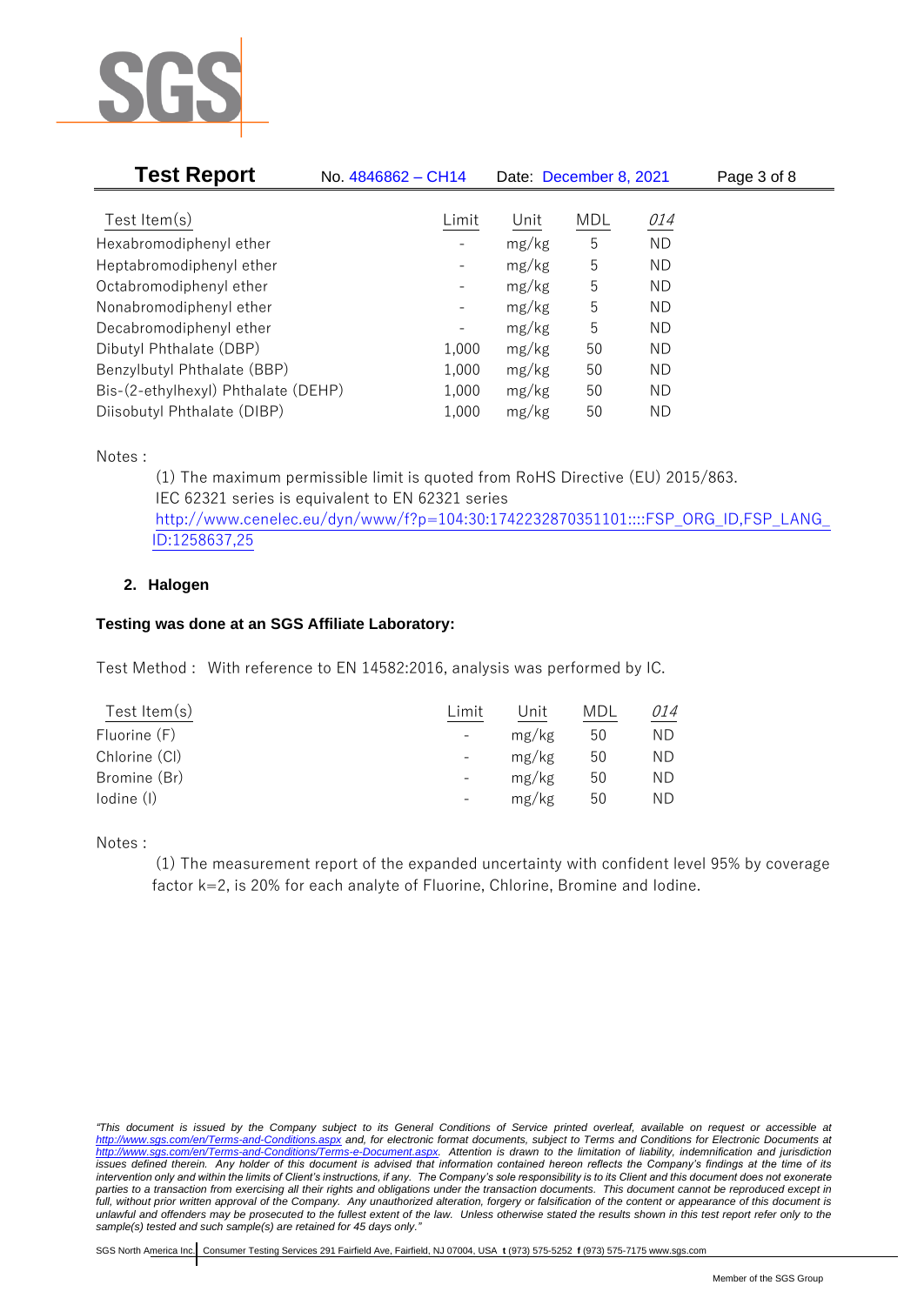| Test Item(s) | Limit | Unit | MDL | *014* |
|---|---|---|---|---|
| Hexabromodiphenyl ether | - | mg/kg | 5 | ND |
| Heptabromodiphenyl ether | - | mg/kg | 5 | ND |
| Octabromodiphenyl ether | - | mg/kg | 5 | ND |
| Nonabromodiphenyl ether | - | mg/kg | 5 | ND |
| Decabromodiphenyl ether | - | mg/kg | 5 | ND |
| Dibutyl Phthalate (DBP) | 1,000 | mg/kg | 50 | ND |
| Benzylbutyl Phthalate (BBP) | 1,000 | mg/kg | 50 | ND |
| Bis-(2-ethylhexyl) Phthalate (DEHP) | 1,000 | mg/kg | 50 | ND |
| Diisobutyl Phthalate (DIBP) | 1,000 | mg/kg | 50 | ND |

Notes :

(1) The maximum permissible limit is quoted from RoHS Directive (EU) 2015/863.
IEC 62321 series is equivalent to EN 62321 series
http://www.cenelec.eu/dyn/www/f?p=104:30:1742232870351101::::FSP_ORG_ID,FSP_LANG_ID:1258637,25

## 2. Halogen

**Testing was done at an SGS Affiliate Laboratory:**

Test Method : With reference to EN 14582:2016, analysis was performed by IC.

| Test Item(s) | Limit | Unit | MDL | *014* |
|---|---|---|---|---|
| Fluorine (F) | - | mg/kg | 50 | ND |
| Chlorine (Cl) | - | mg/kg | 50 | ND |
| Bromine (Br) | - | mg/kg | 50 | ND |
| Iodine (I) | - | mg/kg | 50 | ND |

Notes :

(1) The measurement report of the expanded uncertainty with confident level 95% by coverage factor k=2, is 20% for each analyte of Fluorine, Chlorine, Bromine and Iodine.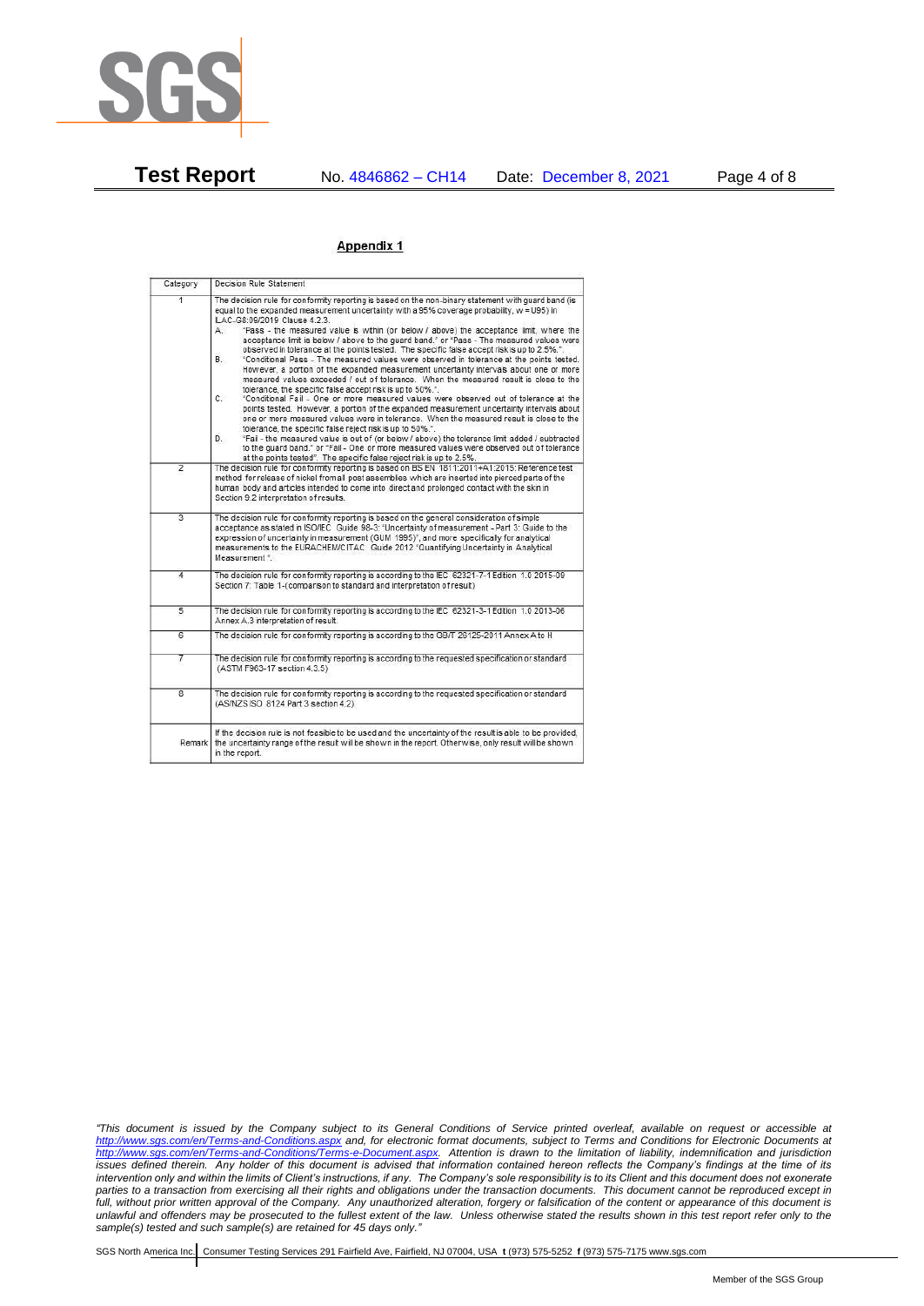## Appendix 1

| Category | Decision Rule Statement |
|---|---|
| 1 | The decision rule for conformity reporting is based on the non-binary statement with guard band (is equal to the expanded measurement uncertainty with a 95% coverage probability, w = U95) in ILAC-G8:09/2019 Clause 4.2.3. A. "Pass - the measured value is within (or below / above) the acceptance limit, where the acceptance limit is below / above to the guard band." or "Pass - The measured values were observed in tolerance at the points tested. The specific false accept risk is up to 2.5%.". B. "Conditional Pass - The measured values were observed in tolerance at the points tested. However, a portion of the expanded measurement uncertainty intervals about one or more measured values exceeded / out of tolerance. When the measured result is close to the tolerance, the specific false accept risk is up to 50%.". C. "Conditional Fail - One or more measured values were observed out of tolerance at the points tested. However, a portion of the expanded measurement uncertainty intervals about one or more measured values were in tolerance. When the measured result is close to the tolerance, the specific false reject risk is up to 50%.". D. "Fail - the measured value is out of (or below / above) the tolerance limit added / subtracted to the guard band." or "Fail - One or more measured values were observed out of tolerance at the points tested". The specific false reject risk is up to 2.5%. |
| 2 | The decision rule for conformity reporting is based on BS EN 1811:2011+A1:2015: Reference test method for release of nickel from all post assemblies which are inserted into pierced parts of the human body and articles intended to come into direct and prolonged contact with the skin in Section 9.2 interpretation of results. |
| 3 | The decision rule for conformity reporting is based on the general consideration of simple acceptance as stated in ISO/IEC Guide 98-3: "Uncertainty of measurement - Part 3: Guide to the expression of uncertainty in measurement (GUM 1995)", and more specifically for analytical measurements to the EURACHEM/CITAC Guide 2012 "Quantifying Uncertainty in Analytical Measurement". |
| 4 | The decision rule for conformity reporting is according to the IEC 62321-7-1 Edition 1.0 2015-09 Section 7: Table 1-(comparison to standard and interpretation of result) |
| 5 | The decision rule for conformity reporting is according to the IEC 62321-3-1 Edition 1.0 2013-06 Annex A.3 interpretation of result. |
| 6 | The decision rule for conformity reporting is according to the GB/T 26125-2011 Annex A to H |
| 7 | The decision rule for conformity reporting is according to the requested specification or standard (ASTM F963-17 section 4.3.5) |
| 8 | The decision rule for conformity reporting is according to the requested specification or standard (AS/NZS ISO 8124 Part 3 section 4.2) |
| Remark | If the decision rule is not feasible to be used and the uncertainty of the result is able to be provided, the uncertainty range of the result will be shown in the report. Otherwise, only result will be shown in the report. |

*"This document is issued by the Company subject to its General Conditions of Service printed overleaf, available on request or accessible at http://www.sgs.com/en/Terms-and-Conditions.aspx and, for electronic format documents, subject to Terms and Conditions for Electronic Documents at http://www.sgs.com/en/Terms-and-Conditions/Terms-e-Document.aspx. Attention is drawn to the limitation of liability, indemnification and jurisdiction issues defined therein. Any holder of this document is advised that information contained hereon reflects the Company's findings at the time of its intervention only and within the limits of Client's instructions, if any. The Company's sole responsibility is to its Client and this document does not exonerate parties to a transaction from exercising all their rights and obligations under the transaction documents. This document cannot be reproduced except in full, without prior written approval of the Company. Any unauthorized alteration, forgery or falsification of the content or appearance of this document is unlawful and offenders may be prosecuted to the fullest extent of the law. Unless otherwise stated the results shown in this test report refer only to the sample(s) tested and such sample(s) are retained for 45 days only."*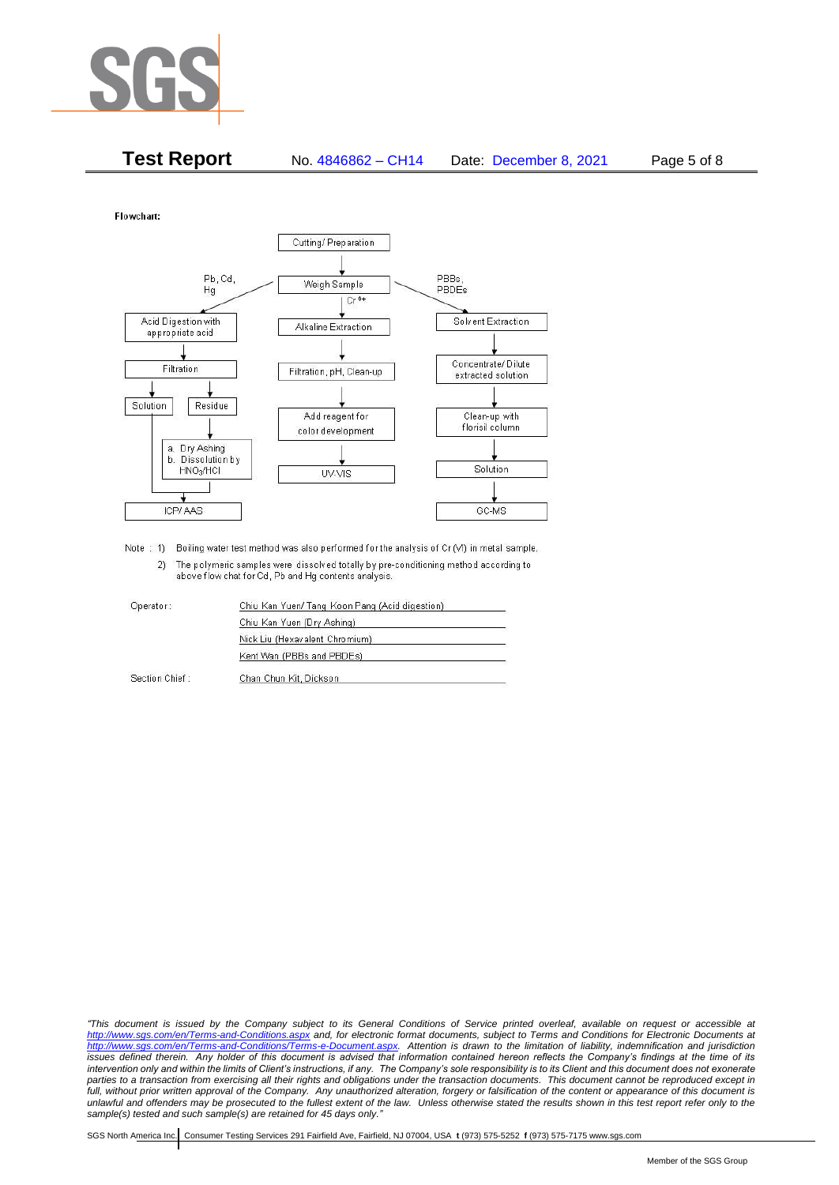**Test Report** No. 4846862 – CH14 Date: December 8, 2021

Flowchart:

Cutting/ Preparation → Weigh Sample

**Pb, Cd, Hg:**
Acid Digestion with appropriate acid → Filtration → Solution / Residue
- Residue → a. Dry Ashing b. Dissolution by $HNO_3$/HCl
- Solution → ICP/ AAS

**$Cr^{6+}$:**
Alkaline Extraction → Filtration, pH, Clean-up → Add reagent for color development → UV-VIS

**PBBs, PBDEs:**
Solvent Extraction → Concentrate/ Dilute extracted solution → Clean-up with florisil column → Solution → GC-MS

Note : 1) Boiling water test method was also performed for the analysis of Cr (VI) in metal sample.
2) The polymeric samples were dissolved totally by pre-conditioning method according to above flow chat for Cd, Pb and Hg contents analysis.

| | |
|---|---|
| Operator: | Chiu Kan Yuen/ Tang Koon Pang (Acid digestion) |
| | Chiu Kan Yuen (Dry Ashing) |
| | Nick Liu (Hexavalent Chromium) |
| | Kent Wan (PBBs and PBDEs) |
| Section Chief : | Chan Chun Kit, Dickson |

*"This document is issued by the Company subject to its General Conditions of Service printed overleaf, available on request or accessible at http://www.sgs.com/en/Terms-and-Conditions.aspx and, for electronic format documents, subject to Terms and Conditions for Electronic Documents at http://www.sgs.com/en/Terms-and-Conditions/Terms-e-Document.aspx. Attention is drawn to the limitation of liability, indemnification and jurisdiction issues defined therein. Any holder of this document is advised that information contained hereon reflects the Company's findings at the time of its intervention only and within the limits of Client's instructions, if any. The Company's sole responsibility is to its Client and this document does not exonerate parties to a transaction from exercising all their rights and obligations under the transaction documents. This document cannot be reproduced except in full, without prior written approval of the Company. Any unauthorized alteration, forgery or falsification of the content or appearance of this document is unlawful and offenders may be prosecuted to the fullest extent of the law. Unless otherwise stated the results shown in this test report refer only to the sample(s) tested and such sample(s) are retained for 45 days only."*

SGS North America Inc. | Consumer Testing Services 291 Fairfield Ave, Fairfield, NJ 07004, USA **t** (973) 575-5252 **f** (973) 575-7175 www.sgs.com

Member of the SGS Group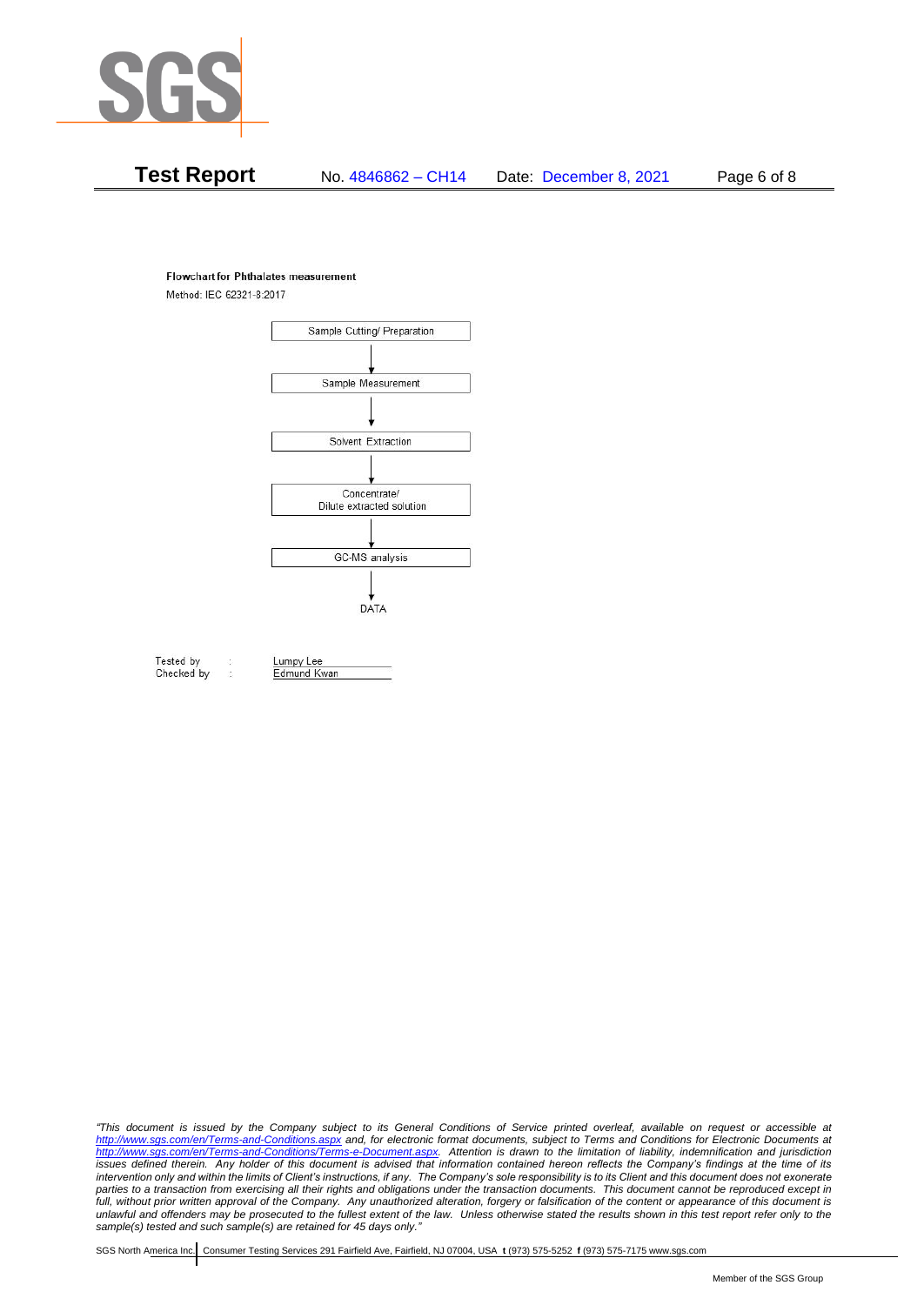**Flowchart for Phthalates measurement**

Method: IEC 62321-8:2017

Sample Cutting/ Preparation

↓

Sample Measurement

↓

Solvent Extraction

↓

Concentrate/
Dilute extracted solution

↓

GC-MS analysis

↓

DATA

Tested by : Lumpy Lee
Checked by : Edmund Kwan

*"This document is issued by the Company subject to its General Conditions of Service printed overleaf, available on request or accessible at http://www.sgs.com/en/Terms-and-Conditions.aspx and, for electronic format documents, subject to Terms and Conditions for Electronic Documents at http://www.sgs.com/en/Terms-and-Conditions/Terms-e-Document.aspx. Attention is drawn to the limitation of liability, indemnification and jurisdiction issues defined therein. Any holder of this document is advised that information contained hereon reflects the Company's findings at the time of its intervention only and within the limits of Client's instructions, if any. The Company's sole responsibility is to its Client and this document does not exonerate parties to a transaction from exercising all their rights and obligations under the transaction documents. This document cannot be reproduced except in full, without prior written approval of the Company. Any unauthorized alteration, forgery or falsification of the content or appearance of this document is unlawful and offenders may be prosecuted to the fullest extent of the law. Unless otherwise stated the results shown in this test report refer only to the sample(s) tested and such sample(s) are retained for 45 days only."*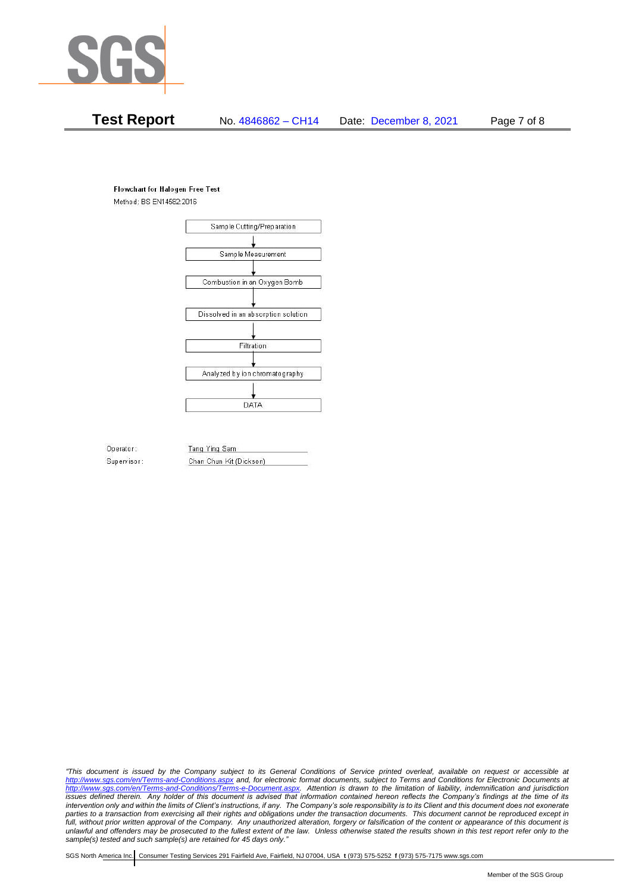**Flowchart for Halogen Free Test**

Method: BS EN14582:2016

Sample Cutting/Preparation

↓

Sample Measurement

↓

Combustion in an Oxygen Bomb

↓

Dissolved in an absorption solution

↓

Filtration

↓

Analyzed by ion chromatography

↓

DATA

Operator: Tang Ying Sam

Supervisor: Chan Chun Kit (Dickson)

*"This document is issued by the Company subject to its General Conditions of Service printed overleaf, available on request or accessible at http://www.sgs.com/en/Terms-and-Conditions.aspx and, for electronic format documents, subject to Terms and Conditions for Electronic Documents at http://www.sgs.com/en/Terms-and-Conditions/Terms-e-Document.aspx. Attention is drawn to the limitation of liability, indemnification and jurisdiction issues defined therein. Any holder of this document is advised that information contained hereon reflects the Company's findings at the time of its intervention only and within the limits of Client's instructions, if any. The Company's sole responsibility is to its Client and this document does not exonerate parties to a transaction from exercising all their rights and obligations under the transaction documents. This document cannot be reproduced except in full, without prior written approval of the Company. Any unauthorized alteration, forgery or falsification of the content or appearance of this document is unlawful and offenders may be prosecuted to the fullest extent of the law. Unless otherwise stated the results shown in this test report refer only to the sample(s) tested and such sample(s) are retained for 45 days only."*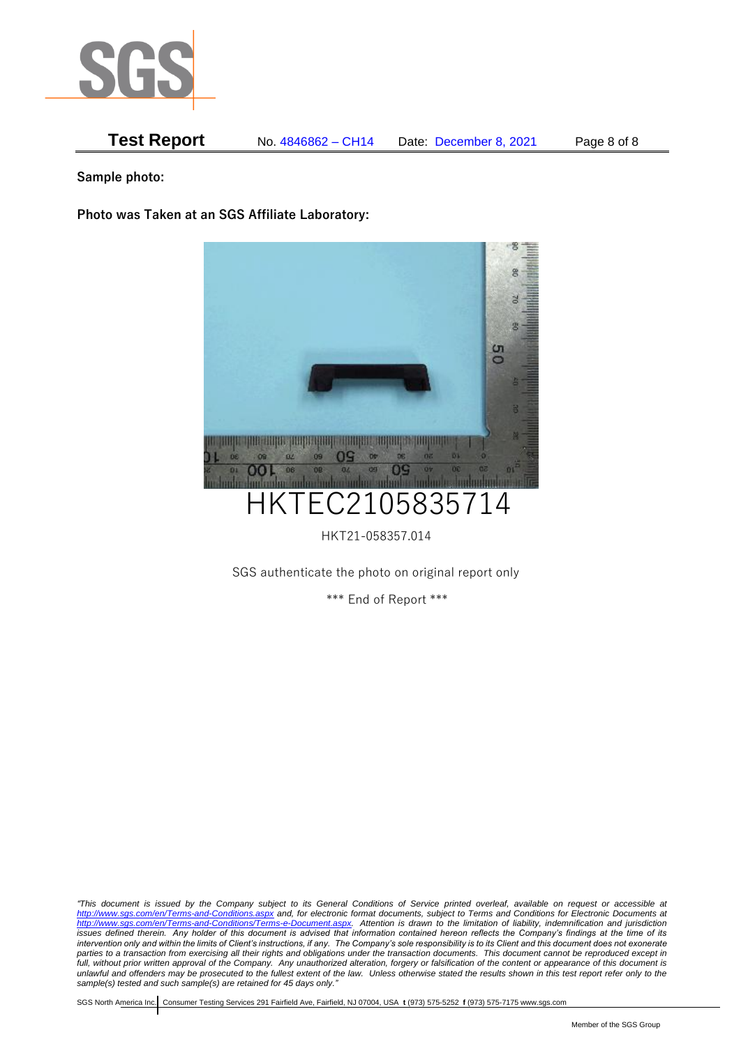**Test Report** No. 4846862 – CH14 Date: December 8, 2021

**Sample photo:**

**Photo was Taken at an SGS Affiliate Laboratory:**

HKTEC2105835714

HKT21-058357.014

SGS authenticate the photo on original report only

\*\*\* End of Report \*\*\*

*"This document is issued by the Company subject to its General Conditions of Service printed overleaf, available on request or accessible at http://www.sgs.com/en/Terms-and-Conditions.aspx and, for electronic format documents, subject to Terms and Conditions for Electronic Documents at http://www.sgs.com/en/Terms-and-Conditions/Terms-e-Document.aspx. Attention is drawn to the limitation of liability, indemnification and jurisdiction issues defined therein. Any holder of this document is advised that information contained hereon reflects the Company's findings at the time of its intervention only and within the limits of Client's instructions, if any. The Company's sole responsibility is to its Client and this document does not exonerate parties to a transaction from exercising all their rights and obligations under the transaction documents. This document cannot be reproduced except in full, without prior written approval of the Company. Any unauthorized alteration, forgery or falsification of the content or appearance of this document is unlawful and offenders may be prosecuted to the fullest extent of the law. Unless otherwise stated the results shown in this test report refer only to the sample(s) tested and such sample(s) are retained for 45 days only."*

SGS North America Inc. | Consumer Testing Services 291 Fairfield Ave, Fairfield, NJ 07004, USA **t** (973) 575-5252 **f** (973) 575-7175 www.sgs.com

Member of the SGS Group